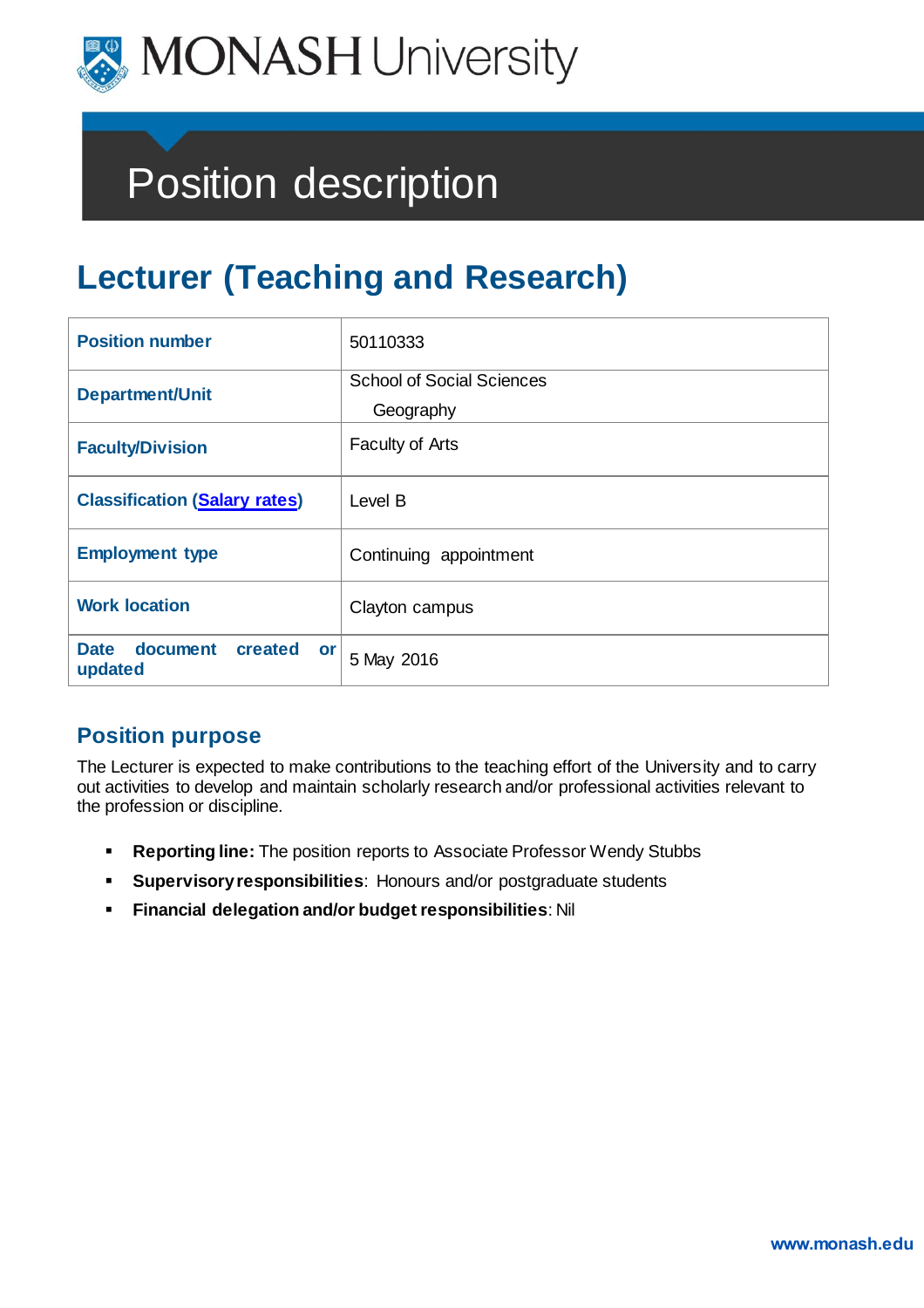# MONASH University

# Position description

## Lecturer (Teaching and Research)

| | |
|---|---|
| **Position number** | 50110333 |
| **Department/Unit** | School of Social Sciences<br>Geography |
| **Faculty/Division** | Faculty of Arts |
| **Classification (Salary rates)** | Level B |
| **Employment type** | Continuing appointment |
| **Work location** | Clayton campus |
| **Date document created or updated** | 5 May 2016 |

### Position purpose

The Lecturer is expected to make contributions to the teaching effort of the University and to carry out activities to develop and maintain scholarly research and/or professional activities relevant to the profession or discipline.

- **Reporting line:** The position reports to Associate Professor Wendy Stubbs
- **Supervisory responsibilities**: Honours and/or postgraduate students
- **Financial delegation and/or budget responsibilities**: Nil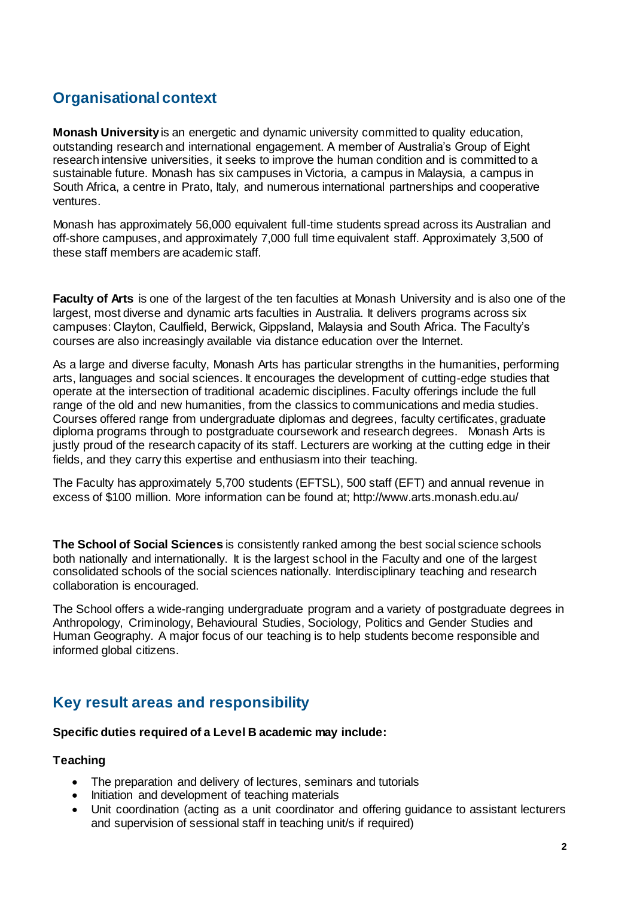## Organisational context

**Monash University** is an energetic and dynamic university committed to quality education, outstanding research and international engagement. A member of Australia's Group of Eight research intensive universities, it seeks to improve the human condition and is committed to a sustainable future. Monash has six campuses in Victoria, a campus in Malaysia, a campus in South Africa, a centre in Prato, Italy, and numerous international partnerships and cooperative ventures.

Monash has approximately 56,000 equivalent full-time students spread across its Australian and off-shore campuses, and approximately 7,000 full time equivalent staff. Approximately 3,500 of these staff members are academic staff.

**Faculty of Arts** is one of the largest of the ten faculties at Monash University and is also one of the largest, most diverse and dynamic arts faculties in Australia. It delivers programs across six campuses: Clayton, Caulfield, Berwick, Gippsland, Malaysia and South Africa. The Faculty's courses are also increasingly available via distance education over the Internet.

As a large and diverse faculty, Monash Arts has particular strengths in the humanities, performing arts, languages and social sciences. It encourages the development of cutting-edge studies that operate at the intersection of traditional academic disciplines. Faculty offerings include the full range of the old and new humanities, from the classics to communications and media studies. Courses offered range from undergraduate diplomas and degrees, faculty certificates, graduate diploma programs through to postgraduate coursework and research degrees. Monash Arts is justly proud of the research capacity of its staff. Lecturers are working at the cutting edge in their fields, and they carry this expertise and enthusiasm into their teaching.

The Faculty has approximately 5,700 students (EFTSL), 500 staff (EFT) and annual revenue in excess of $100 million. More information can be found at; http://www.arts.monash.edu.au/

**The School of Social Sciences** is consistently ranked among the best social science schools both nationally and internationally. It is the largest school in the Faculty and one of the largest consolidated schools of the social sciences nationally. Interdisciplinary teaching and research collaboration is encouraged.

The School offers a wide-ranging undergraduate program and a variety of postgraduate degrees in Anthropology, Criminology, Behavioural Studies, Sociology, Politics and Gender Studies and Human Geography. A major focus of our teaching is to help students become responsible and informed global citizens.

## Key result areas and responsibility

**Specific duties required of a Level B academic may include:**

### Teaching

- The preparation and delivery of lectures, seminars and tutorials
- Initiation and development of teaching materials
- Unit coordination (acting as a unit coordinator and offering guidance to assistant lecturers and supervision of sessional staff in teaching unit/s if required)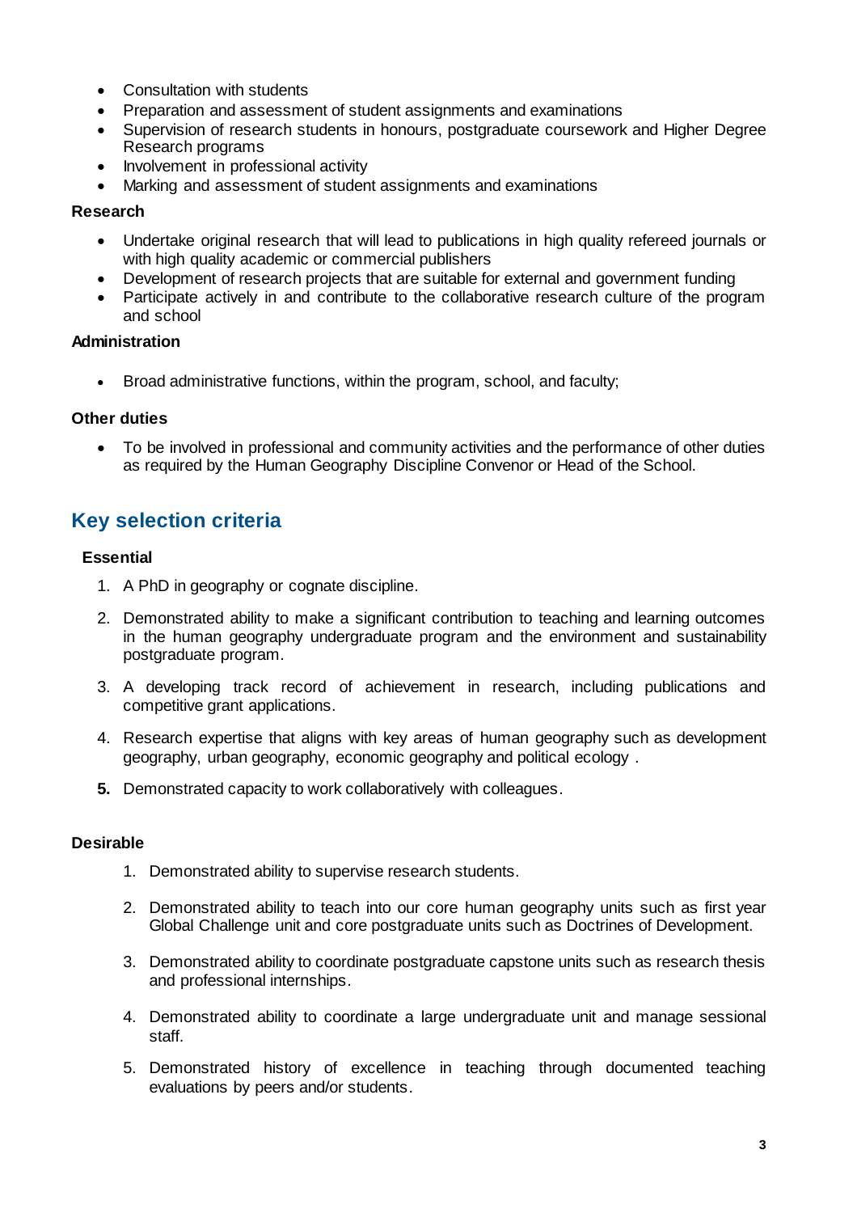- Consultation with students
- Preparation and assessment of student assignments and examinations
- Supervision of research students in honours, postgraduate coursework and Higher Degree Research programs
- Involvement in professional activity
- Marking and assessment of student assignments and examinations

#### Research

- Undertake original research that will lead to publications in high quality refereed journals or with high quality academic or commercial publishers
- Development of research projects that are suitable for external and government funding
- Participate actively in and contribute to the collaborative research culture of the program and school

#### Administration

- Broad administrative functions, within the program, school, and faculty;

#### Other duties

- To be involved in professional and community activities and the performance of other duties as required by the Human Geography Discipline Convenor or Head of the School.

## Key selection criteria

#### Essential

1. A PhD in geography or cognate discipline.
2. Demonstrated ability to make a significant contribution to teaching and learning outcomes in the human geography undergraduate program and the environment and sustainability postgraduate program.
3. A developing track record of achievement in research, including publications and competitive grant applications.
4. Research expertise that aligns with key areas of human geography such as development geography, urban geography, economic geography and political ecology .
5. Demonstrated capacity to work collaboratively with colleagues.

#### Desirable

1. Demonstrated ability to supervise research students.
2. Demonstrated ability to teach into our core human geography units such as first year Global Challenge unit and core postgraduate units such as Doctrines of Development.
3. Demonstrated ability to coordinate postgraduate capstone units such as research thesis and professional internships.
4. Demonstrated ability to coordinate a large undergraduate unit and manage sessional staff.
5. Demonstrated history of excellence in teaching through documented teaching evaluations by peers and/or students.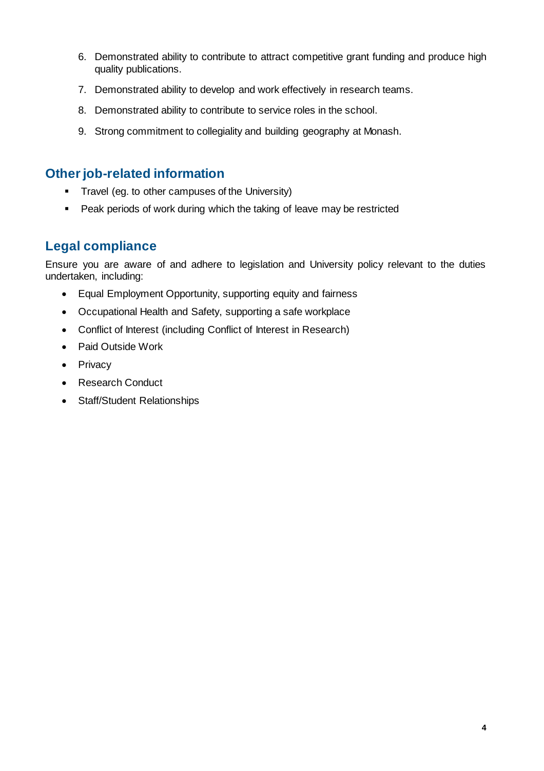6. Demonstrated ability to contribute to attract competitive grant funding and produce high quality publications.
7. Demonstrated ability to develop and work effectively in research teams.
8. Demonstrated ability to contribute to service roles in the school.
9. Strong commitment to collegiality and building geography at Monash.

## Other job-related information

- Travel (eg. to other campuses of the University)
- Peak periods of work during which the taking of leave may be restricted

## Legal compliance

Ensure you are aware of and adhere to legislation and University policy relevant to the duties undertaken, including:

- Equal Employment Opportunity, supporting equity and fairness
- Occupational Health and Safety, supporting a safe workplace
- Conflict of Interest (including Conflict of Interest in Research)
- Paid Outside Work
- Privacy
- Research Conduct
- Staff/Student Relationships